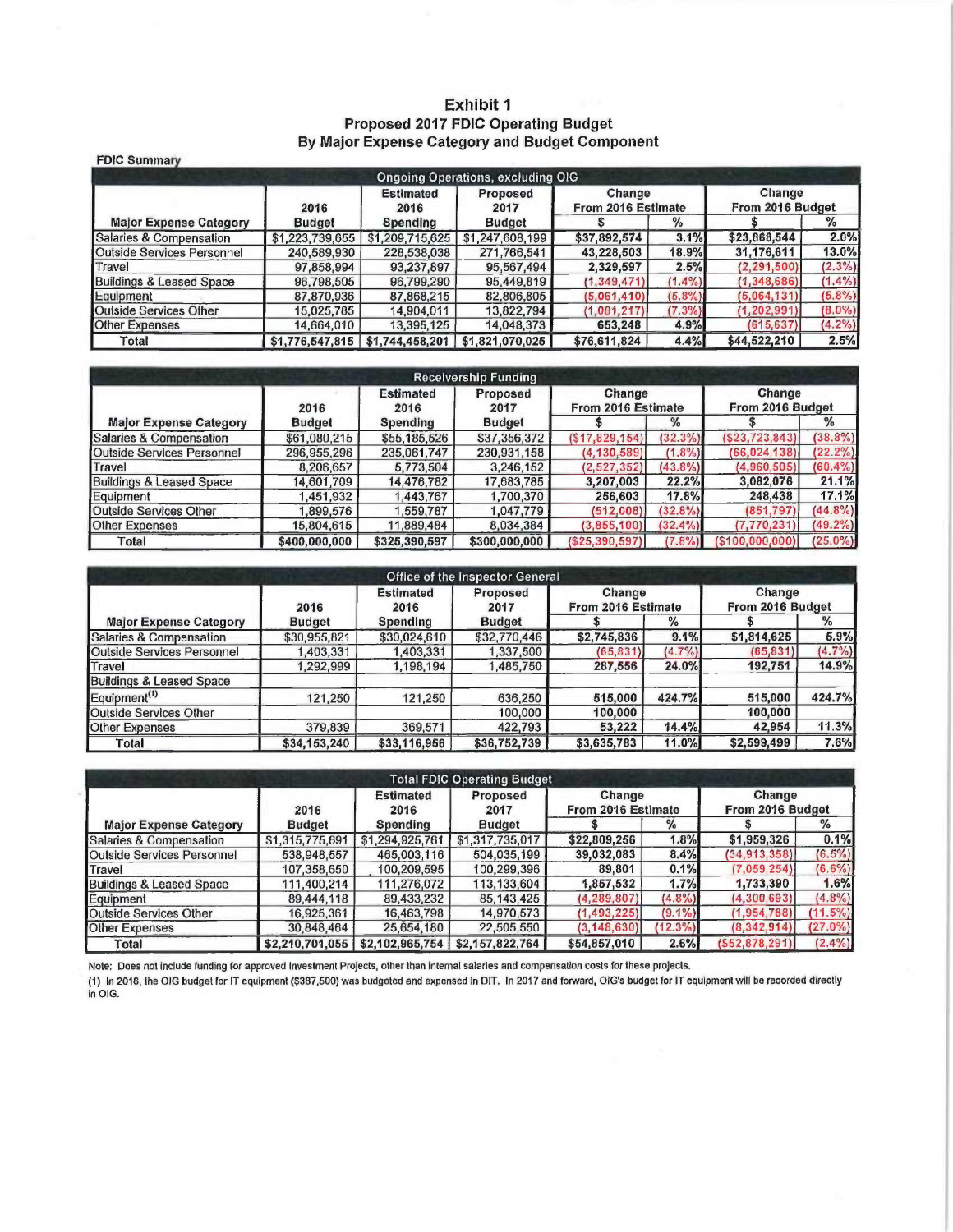# Exhibit 1
## Proposed 2017 FDIC Operating Budget
## By Major Expense Category and Budget Component

**FDIC Summary**

| Ongoing Operations, excluding OIG | | | | | | | |
|---|---|---|---|---|---|---|---|
| Major Expense Category | 2016 Budget | Estimated 2016 Spending | Proposed 2017 Budget | Change From 2016 Estimate | | Change From 2016 Budget | |
| | | | | $ | % | $ | % |
| Salaries & Compensation | $1,223,739,655 | $1,209,715,625 | $1,247,608,199 | $37,892,574 | 3.1% | $23,868,544 | 2.0% |
| Outside Services Personnel | 240,589,930 | 228,538,038 | 271,766,541 | 43,228,503 | 18.9% | 31,176,611 | 13.0% |
| Travel | 97,858,994 | 93,237,897 | 95,567,494 | 2,329,597 | 2.5% | (2,291,500) | (2.3%) |
| Buildings & Leased Space | 96,798,505 | 96,799,290 | 95,449,819 | (1,349,471) | (1.4%) | (1,348,686) | (1.4%) |
| Equipment | 87,870,936 | 87,868,215 | 82,806,805 | (5,061,410) | (5.8%) | (5,064,131) | (5.8%) |
| Outside Services Other | 15,025,785 | 14,904,011 | 13,822,794 | (1,081,217) | (7.3%) | (1,202,991) | (8.0%) |
| Other Expenses | 14,664,010 | 13,395,125 | 14,048,373 | 653,248 | 4.9% | (615,637) | (4.2%) |
| Total | $1,776,547,815 | $1,744,458,201 | $1,821,070,025 | $76,611,824 | 4.4% | $44,522,210 | 2.5% |

| Receivership Funding | | | | | | | |
|---|---|---|---|---|---|---|---|
| Major Expense Category | 2016 Budget | Estimated 2016 Spending | Proposed 2017 Budget | Change From 2016 Estimate | | Change From 2016 Budget | |
| | | | | $ | % | $ | % |
| Salaries & Compensation | $61,080,215 | $55,185,526 | $37,356,372 | ($17,829,154) | (32.3%) | ($23,723,843) | (38.8%) |
| Outside Services Personnel | 296,955,296 | 235,061,747 | 230,931,158 | (4,130,589) | (1.8%) | (66,024,138) | (22.2%) |
| Travel | 8,206,657 | 5,773,504 | 3,246,152 | (2,527,352) | (43.8%) | (4,960,505) | (60.4%) |
| Buildings & Leased Space | 14,601,709 | 14,476,782 | 17,683,785 | 3,207,003 | 22.2% | 3,082,076 | 21.1% |
| Equipment | 1,451,932 | 1,443,767 | 1,700,370 | 256,603 | 17.8% | 248,438 | 17.1% |
| Outside Services Other | 1,899,576 | 1,559,787 | 1,047,779 | (512,008) | (32.8%) | (851,797) | (44.8%) |
| Other Expenses | 15,804,615 | 11,889,484 | 8,034,384 | (3,855,100) | (32.4%) | (7,770,231) | (49.2%) |
| Total | $400,000,000 | $325,390,597 | $300,000,000 | ($25,390,597) | (7.8%) | ($100,000,000) | (25.0%) |

| Office of the Inspector General | | | | | | | |
|---|---|---|---|---|---|---|---|
| Major Expense Category | 2016 Budget | Estimated 2016 Spending | Proposed 2017 Budget | Change From 2016 Estimate | | Change From 2016 Budget | |
| | | | | $ | % | $ | % |
| Salaries & Compensation | $30,955,821 | $30,024,610 | $32,770,446 | $2,745,836 | 9.1% | $1,814,625 | 5.9% |
| Outside Services Personnel | 1,403,331 | 1,403,331 | 1,337,500 | (65,831) | (4.7%) | (65,831) | (4.7%) |
| Travel | 1,292,999 | 1,198,194 | 1,485,750 | 287,556 | 24.0% | 192,751 | 14.9% |
| Buildings & Leased Space | | | | | | | |
| Equipment[1] | 121,250 | 121,250 | 636,250 | 515,000 | 424.7% | 515,000 | 424.7% |
| Outside Services Other | | | 100,000 | 100,000 | | 100,000 | |
| Other Expenses | 379,839 | 369,571 | 422,793 | 53,222 | 14.4% | 42,954 | 11.3% |
| Total | $34,153,240 | $33,116,956 | $36,752,739 | $3,635,783 | 11.0% | $2,599,499 | 7.6% |

| Total FDIC Operating Budget | | | | | | | |
|---|---|---|---|---|---|---|---|
| Major Expense Category | 2016 Budget | Estimated 2016 Spending | Proposed 2017 Budget | Change From 2016 Estimate | | Change From 2016 Budget | |
| | | | | $ | % | $ | % |
| Salaries & Compensation | $1,315,775,691 | $1,294,925,761 | $1,317,735,017 | $22,809,256 | 1.8% | $1,959,326 | 0.1% |
| Outside Services Personnel | 538,948,557 | 465,003,116 | 504,035,199 | 39,032,083 | 8.4% | (34,913,358) | (6.5%) |
| Travel | 107,358,650 | 100,209,595 | 100,299,396 | 89,801 | 0.1% | (7,059,254) | (6.6%) |
| Buildings & Leased Space | 111,400,214 | 111,276,072 | 113,133,604 | 1,857,532 | 1.7% | 1,733,390 | 1.6% |
| Equipment | 89,444,118 | 89,433,232 | 85,143,425 | (4,289,807) | (4.8%) | (4,300,693) | (4.8%) |
| Outside Services Other | 16,925,361 | 16,463,798 | 14,970,573 | (1,493,225) | (9.1%) | (1,954,788) | (11.5%) |
| Other Expenses | 30,848,464 | 25,654,180 | 22,505,550 | (3,148,630) | (12.3%) | (8,342,914) | (27.0%) |
| Total | $2,210,701,055 | $2,102,965,754 | $2,157,822,764 | $54,857,010 | 2.6% | ($52,878,291) | (2.4%) |

Note: Does not include funding for approved Investment Projects, other than internal salaries and compensation costs for these projects.

(1) In 2016, the OIG budget for IT equipment ($387,500) was budgeted and expensed in DIT. In 2017 and forward, OIG's budget for IT equipment will be recorded directly in OIG.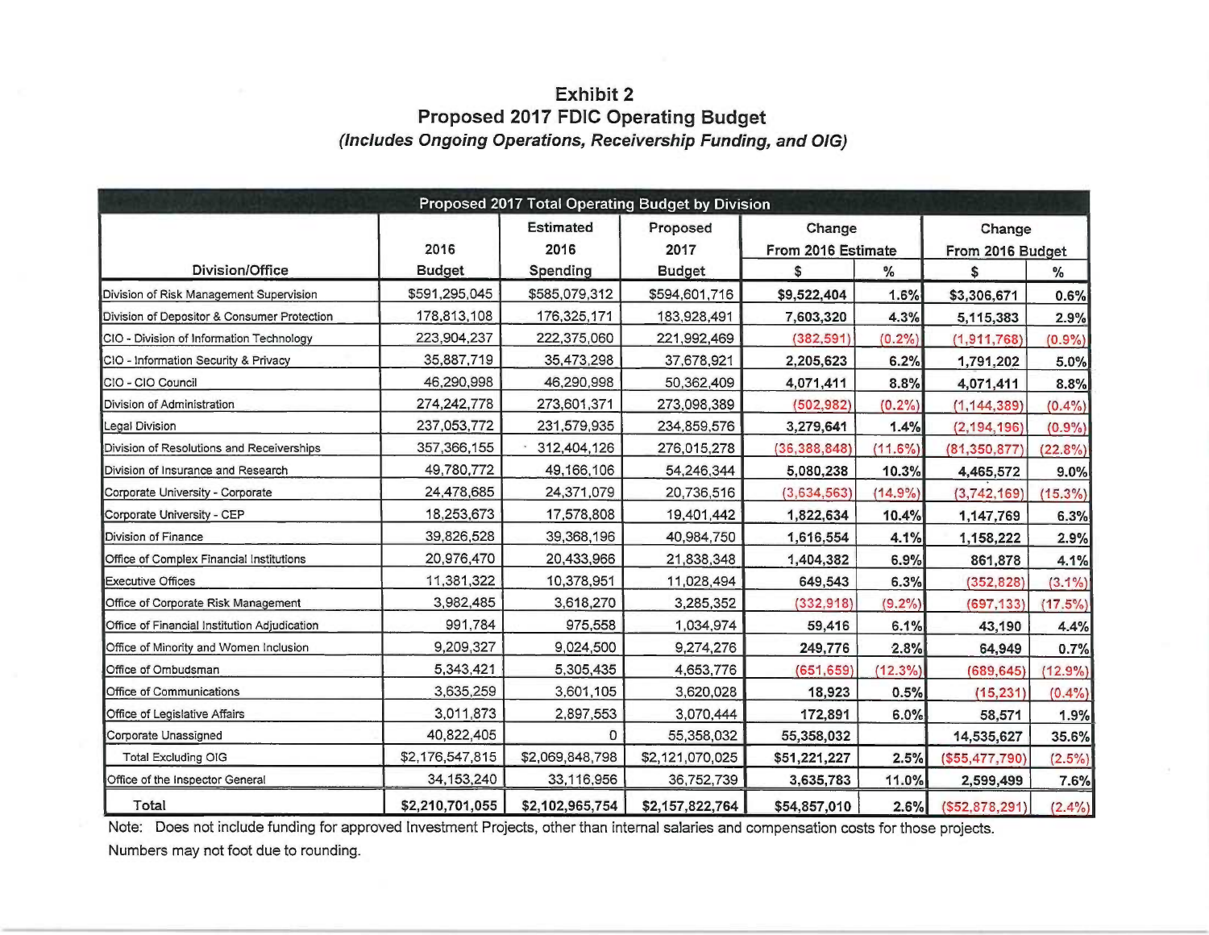# Exhibit 2

## Proposed 2017 FDIC Operating Budget

***(Includes Ongoing Operations, Receivership Funding, and OIG)***

| Proposed 2017 Total Operating Budget by Division | | | | | | | |
|---|---|---|---|---|---|---|---|
| Division/Office | 2016 Budget | Estimated 2016 Spending | Proposed 2017 Budget | Change From 2016 Estimate | | Change From 2016 Budget | |
| | | | | $ | % | $ | % |
| Division of Risk Management Supervision | $591,295,045 | $585,079,312 | $594,601,716 | **$9,522,404** | **1.6%** | **$3,306,671** | **0.6%** |
| Division of Depositor & Consumer Protection | 178,813,108 | 176,325,171 | 183,928,491 | **7,603,320** | **4.3%** | **5,115,383** | **2.9%** |
| CIO - Division of Information Technology | 223,904,237 | 222,375,060 | 221,992,469 | (382,591) | (0.2%) | (1,911,768) | (0.9%) |
| CIO - Information Security & Privacy | 35,887,719 | 35,473,298 | 37,678,921 | **2,205,623** | **6.2%** | **1,791,202** | **5.0%** |
| CIO - CIO Council | 46,290,998 | 46,290,998 | 50,362,409 | **4,071,411** | **8.8%** | **4,071,411** | **8.8%** |
| Division of Administration | 274,242,778 | 273,601,371 | 273,098,389 | (502,982) | (0.2%) | (1,144,389) | (0.4%) |
| Legal Division | 237,053,772 | 231,579,935 | 234,859,576 | **3,279,641** | **1.4%** | (2,194,196) | (0.9%) |
| Division of Resolutions and Receiverships | 357,366,155 | 312,404,126 | 276,015,278 | (36,388,848) | (11.6%) | (81,350,877) | (22.8%) |
| Division of Insurance and Research | 49,780,772 | 49,166,106 | 54,246,344 | **5,080,238** | **10.3%** | **4,465,572** | **9.0%** |
| Corporate University - Corporate | 24,478,685 | 24,371,079 | 20,736,516 | (3,634,563) | (14.9%) | (3,742,169) | (15.3%) |
| Corporate University - CEP | 18,253,673 | 17,578,808 | 19,401,442 | **1,822,634** | **10.4%** | **1,147,769** | **6.3%** |
| Division of Finance | 39,826,528 | 39,368,196 | 40,984,750 | **1,616,554** | **4.1%** | **1,158,222** | **2.9%** |
| Office of Complex Financial Institutions | 20,976,470 | 20,433,966 | 21,838,348 | **1,404,382** | **6.9%** | **861,878** | **4.1%** |
| Executive Offices | 11,381,322 | 10,378,951 | 11,028,494 | **649,543** | **6.3%** | (352,828) | (3.1%) |
| Office of Corporate Risk Management | 3,982,485 | 3,618,270 | 3,285,352 | (332,918) | (9.2%) | (697,133) | (17.5%) |
| Office of Financial Institution Adjudication | 991,784 | 975,558 | 1,034,974 | **59,416** | **6.1%** | **43,190** | **4.4%** |
| Office of Minority and Women Inclusion | 9,209,327 | 9,024,500 | 9,274,276 | **249,776** | **2.8%** | **64,949** | **0.7%** |
| Office of Ombudsman | 5,343,421 | 5,305,435 | 4,653,776 | (651,659) | (12.3%) | (689,645) | (12.9%) |
| Office of Communications | 3,635,259 | 3,601,105 | 3,620,028 | **18,923** | **0.5%** | (15,231) | (0.4%) |
| Office of Legislative Affairs | 3,011,873 | 2,897,553 | 3,070,444 | **172,891** | **6.0%** | **58,571** | **1.9%** |
| Corporate Unassigned | 40,822,405 | 0 | 55,358,032 | **55,358,032** | | **14,535,627** | **35.6%** |
| Total Excluding OIG | $2,176,547,815 | $2,069,848,798 | $2,121,070,025 | **$51,221,227** | **2.5%** | ($55,477,790) | (2.5%) |
| Office of the Inspector General | 34,153,240 | 33,116,956 | 36,752,739 | **3,635,783** | **11.0%** | **2,599,499** | **7.6%** |
| **Total** | **$2,210,701,055** | **$2,102,965,754** | **$2,157,822,764** | **$54,857,010** | **2.6%** | ($52,878,291) | (2.4%) |

Note: Does not include funding for approved Investment Projects, other than internal salaries and compensation costs for those projects.

Numbers may not foot due to rounding.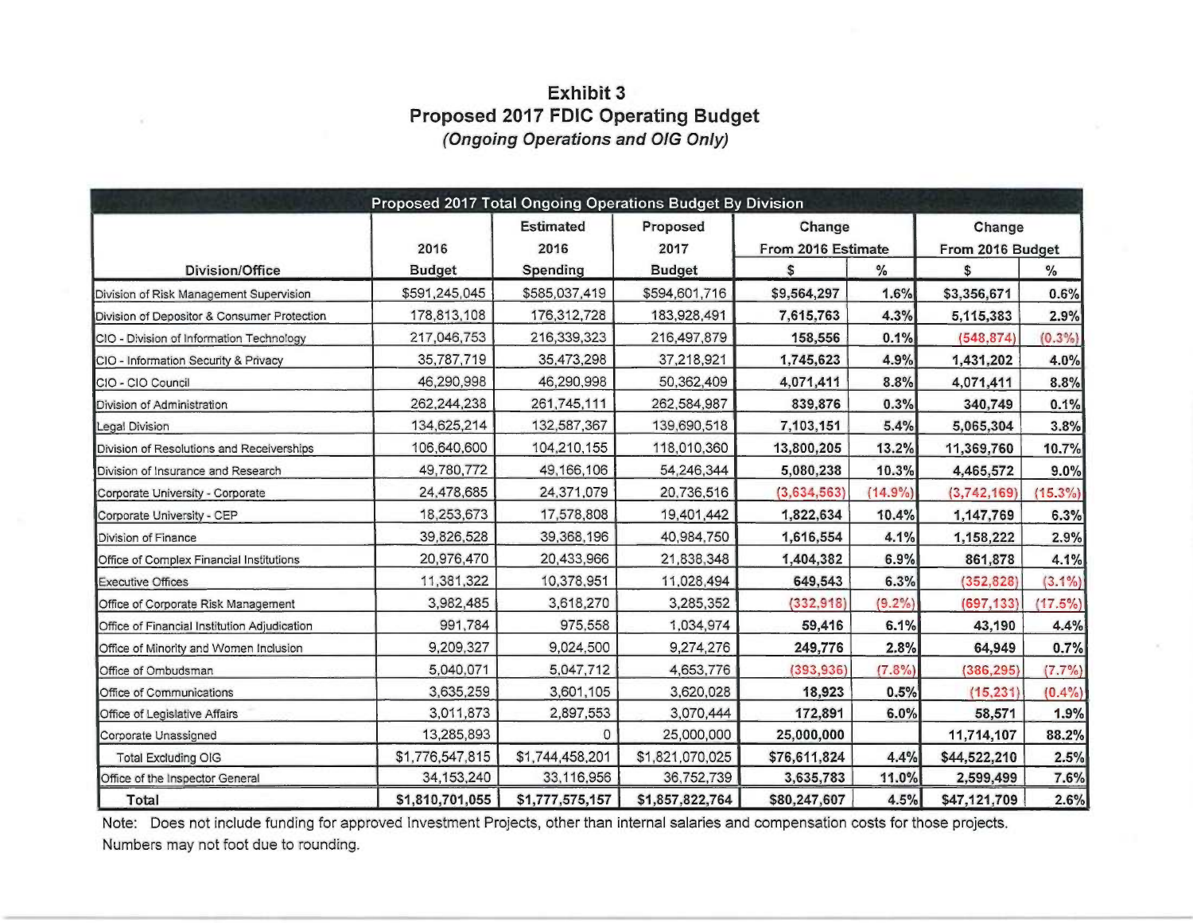# Exhibit 3

## Proposed 2017 FDIC Operating Budget

*(Ongoing Operations and OIG Only)*

| Proposed 2017 Total Ongoing Operations Budget By Division | | | | | | | |
|---|---|---|---|---|---|---|---|
| | | Estimated | Proposed | Change | | Change | |
| | 2016 | 2016 | 2017 | From 2016 Estimate | | From 2016 Budget | |
| Division/Office | Budget | Spending | Budget | $ | % | $ | % |
| Division of Risk Management Supervision | $591,245,045 | $585,037,419 | $594,601,716 | $9,564,297 | 1.6% | $3,356,671 | 0.6% |
| Division of Depositor & Consumer Protection | 178,813,108 | 176,312,728 | 183,928,491 | 7,615,763 | 4.3% | 5,115,383 | 2.9% |
| CIO - Division of Information Technology | 217,046,753 | 216,339,323 | 216,497,879 | 158,556 | 0.1% | (548,874) | (0.3%) |
| CIO - Information Security & Privacy | 35,787,719 | 35,473,298 | 37,218,921 | 1,745,623 | 4.9% | 1,431,202 | 4.0% |
| CIO - CIO Council | 46,290,998 | 46,290,998 | 50,362,409 | 4,071,411 | 8.8% | 4,071,411 | 8.8% |
| Division of Administration | 262,244,238 | 261,745,111 | 262,584,987 | 839,876 | 0.3% | 340,749 | 0.1% |
| Legal Division | 134,625,214 | 132,587,367 | 139,690,518 | 7,103,151 | 5.4% | 5,065,304 | 3.8% |
| Division of Resolutions and Receiverships | 106,640,600 | 104,210,155 | 118,010,360 | 13,800,205 | 13.2% | 11,369,760 | 10.7% |
| Division of Insurance and Research | 49,780,772 | 49,166,106 | 54,246,344 | 5,080,238 | 10.3% | 4,465,572 | 9.0% |
| Corporate University - Corporate | 24,478,685 | 24,371,079 | 20,736,516 | (3,634,563) | (14.9%) | (3,742,169) | (15.3%) |
| Corporate University - CEP | 18,253,673 | 17,578,808 | 19,401,442 | 1,822,634 | 10.4% | 1,147,769 | 6.3% |
| Division of Finance | 39,826,528 | 39,368,196 | 40,984,750 | 1,616,554 | 4.1% | 1,158,222 | 2.9% |
| Office of Complex Financial Institutions | 20,976,470 | 20,433,966 | 21,838,348 | 1,404,382 | 6.9% | 861,878 | 4.1% |
| Executive Offices | 11,381,322 | 10,378,951 | 11,028,494 | 649,543 | 6.3% | (352,828) | (3.1%) |
| Office of Corporate Risk Management | 3,982,485 | 3,618,270 | 3,285,352 | (332,918) | (9.2%) | (697,133) | (17.5%) |
| Office of Financial Institution Adjudication | 991,784 | 975,558 | 1,034,974 | 59,416 | 6.1% | 43,190 | 4.4% |
| Office of Minority and Women Inclusion | 9,209,327 | 9,024,500 | 9,274,276 | 249,776 | 2.8% | 64,949 | 0.7% |
| Office of Ombudsman | 5,040,071 | 5,047,712 | 4,653,776 | (393,936) | (7.8%) | (386,295) | (7.7%) |
| Office of Communications | 3,635,259 | 3,601,105 | 3,620,028 | 18,923 | 0.5% | (15,231) | (0.4%) |
| Office of Legislative Affairs | 3,011,873 | 2,897,553 | 3,070,444 | 172,891 | 6.0% | 58,571 | 1.9% |
| Corporate Unassigned | 13,285,893 | 0 | 25,000,000 | 25,000,000 | | 11,714,107 | 88.2% |
| Total Excluding OIG | $1,776,547,815 | $1,744,458,201 | $1,821,070,025 | $76,611,824 | 4.4% | $44,522,210 | 2.5% |
| Office of the Inspector General | 34,153,240 | 33,116,956 | 36,752,739 | 3,635,783 | 11.0% | 2,599,499 | 7.6% |
| **Total** | **$1,810,701,055** | **$1,777,575,157** | **$1,857,822,764** | **$80,247,607** | **4.5%** | **$47,121,709** | **2.6%** |

Note: Does not include funding for approved Investment Projects, other than internal salaries and compensation costs for those projects.
Numbers may not foot due to rounding.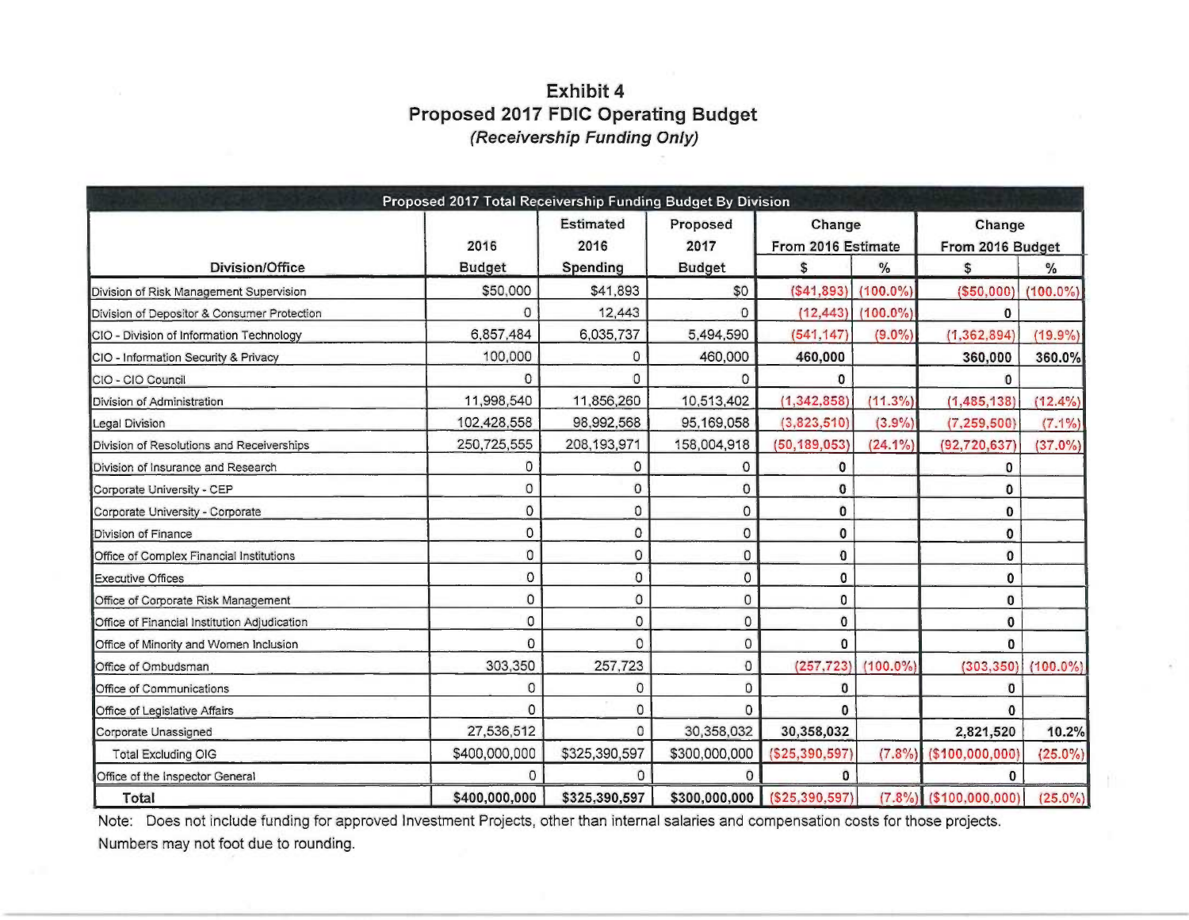# Exhibit 4
## Proposed 2017 FDIC Operating Budget
*(Receivership Funding Only)*

| Proposed 2017 Total Receivership Funding Budget By Division | | | | | | | |
|---|---|---|---|---|---|---|---|
| Division/Office | 2016 Budget | Estimated 2016 Spending | Proposed 2017 Budget | Change From 2016 Estimate $ | Change From 2016 Estimate % | Change From 2016 Budget $ | Change From 2016 Budget % |
| Division of Risk Management Supervision | $50,000 | $41,893 | $0 | ($41,893) | (100.0%) | ($50,000) | (100.0%) |
| Division of Depositor & Consumer Protection | 0 | 12,443 | 0 | (12,443) | (100.0%) | 0 | |
| CIO - Division of Information Technology | 6,857,484 | 6,035,737 | 5,494,590 | (541,147) | (9.0%) | (1,362,894) | (19.9%) |
| CIO - Information Security & Privacy | 100,000 | 0 | 460,000 | 460,000 | | 360,000 | 360.0% |
| CIO - CIO Council | 0 | 0 | 0 | 0 | | 0 | |
| Division of Administration | 11,998,540 | 11,856,260 | 10,513,402 | (1,342,858) | (11.3%) | (1,485,138) | (12.4%) |
| Legal Division | 102,428,558 | 98,992,568 | 95,169,058 | (3,823,510) | (3.9%) | (7,259,500) | (7.1%) |
| Division of Resolutions and Receiverships | 250,725,555 | 208,193,971 | 158,004,918 | (50,189,053) | (24.1%) | (92,720,637) | (37.0%) |
| Division of Insurance and Research | 0 | 0 | 0 | 0 | | 0 | |
| Corporate University - CEP | 0 | 0 | 0 | 0 | | 0 | |
| Corporate University - Corporate | 0 | 0 | 0 | 0 | | 0 | |
| Division of Finance | 0 | 0 | 0 | 0 | | 0 | |
| Office of Complex Financial Institutions | 0 | 0 | 0 | 0 | | 0 | |
| Executive Offices | 0 | 0 | 0 | 0 | | 0 | |
| Office of Corporate Risk Management | 0 | 0 | 0 | 0 | | 0 | |
| Office of Financial Institution Adjudication | 0 | 0 | 0 | 0 | | 0 | |
| Office of Minority and Women Inclusion | 0 | 0 | 0 | 0 | | 0 | |
| Office of Ombudsman | 303,350 | 257,723 | 0 | (257,723) | (100.0%) | (303,350) | (100.0%) |
| Office of Communications | 0 | 0 | 0 | 0 | | 0 | |
| Office of Legislative Affairs | 0 | 0 | 0 | 0 | | 0 | |
| Corporate Unassigned | 27,536,512 | 0 | 30,358,032 | 30,358,032 | | 2,821,520 | 10.2% |
| Total Excluding OIG | $400,000,000 | $325,390,597 | $300,000,000 | ($25,390,597) | (7.8%) | ($100,000,000) | (25.0%) |
| Office of the Inspector General | 0 | 0 | 0 | 0 | | 0 | |
| **Total** | **$400,000,000** | **$325,390,597** | **$300,000,000** | **($25,390,597)** | **(7.8%)** | **($100,000,000)** | **(25.0%)** |

Note: Does not include funding for approved Investment Projects, other than internal salaries and compensation costs for those projects.
Numbers may not foot due to rounding.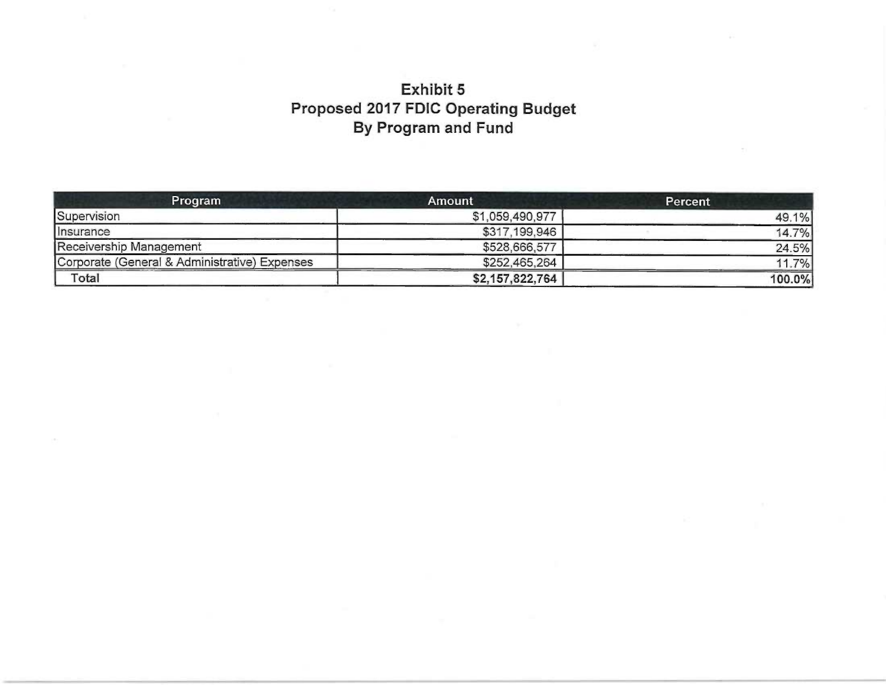# Exhibit 5
## Proposed 2017 FDIC Operating Budget
## By Program and Fund

| Program | Amount | Percent |
|---|---|---|
| Supervision | $1,059,490,977 | 49.1% |
| Insurance | $317,199,946 | 14.7% |
| Receivership Management | $528,666,577 | 24.5% |
| Corporate (General & Administrative) Expenses | $252,465,264 | 11.7% |
| **Total** | **$2,157,822,764** | **100.0%** |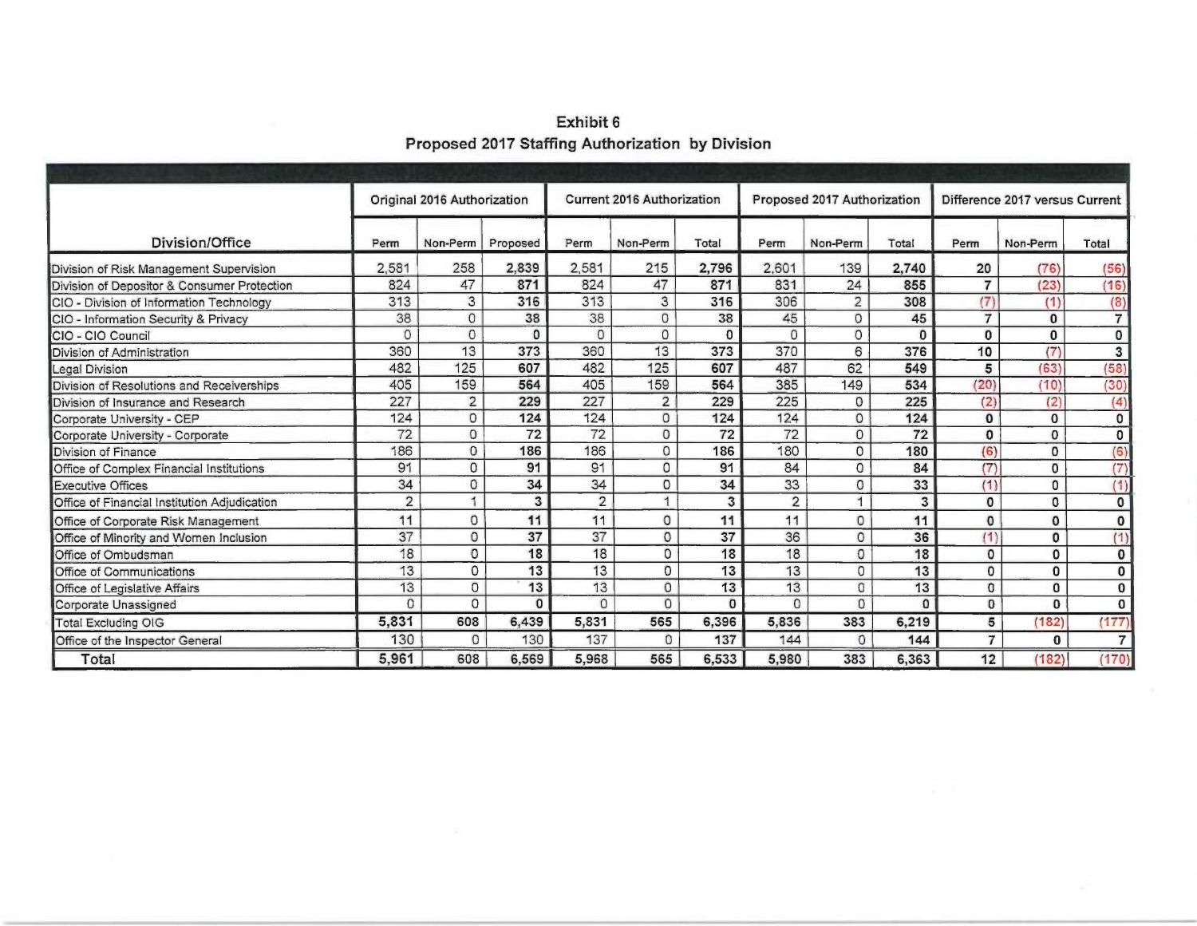# Exhibit 6
## Proposed 2017 Staffing Authorization by Division

| Division/Office | Original 2016 Authorization | | | Current 2016 Authorization | | | Proposed 2017 Authorization | | | Difference 2017 versus Current | | |
|---|---|---|---|---|---|---|---|---|---|---|---|---|
| | Perm | Non-Perm | Proposed | Perm | Non-Perm | Total | Perm | Non-Perm | Total | Perm | Non-Perm | Total |
| Division of Risk Management Supervision | 2,581 | 258 | **2,839** | 2,581 | 215 | **2,796** | 2,601 | 139 | **2,740** | **20** | (76) | (56) |
| Division of Depositor & Consumer Protection | 824 | 47 | **871** | 824 | 47 | **871** | 831 | 24 | **855** | **7** | (23) | (16) |
| CIO - Division of Information Technology | 313 | 3 | **316** | 313 | 3 | **316** | 306 | 2 | **308** | (7) | (1) | (8) |
| CIO - Information Security & Privacy | 38 | 0 | **38** | 38 | 0 | **38** | 45 | 0 | **45** | **7** | **0** | **7** |
| CIO - CIO Council | 0 | 0 | **0** | 0 | 0 | **0** | 0 | 0 | **0** | **0** | **0** | **0** |
| Division of Administration | 360 | 13 | **373** | 360 | 13 | **373** | 370 | 6 | **376** | **10** | (7) | **3** |
| Legal Division | 482 | 125 | **607** | 482 | 125 | **607** | 487 | 62 | **549** | **5** | (63) | (58) |
| Division of Resolutions and Receiverships | 405 | 159 | **564** | 405 | 159 | **564** | 385 | 149 | **534** | (20) | (10) | (30) |
| Division of Insurance and Research | 227 | 2 | **229** | 227 | 2 | **229** | 225 | 0 | **225** | (2) | (2) | (4) |
| Corporate University - CEP | 124 | 0 | **124** | 124 | 0 | **124** | 124 | 0 | **124** | **0** | **0** | **0** |
| Corporate University - Corporate | 72 | 0 | **72** | 72 | 0 | **72** | 72 | 0 | **72** | **0** | **0** | **0** |
| Division of Finance | 186 | 0 | **186** | 186 | 0 | **186** | 180 | 0 | **180** | (6) | **0** | (6) |
| Office of Complex Financial Institutions | 91 | 0 | **91** | 91 | 0 | **91** | 84 | 0 | **84** | (7) | **0** | (7) |
| Executive Offices | 34 | 0 | **34** | 34 | 0 | **34** | 33 | 0 | **33** | (1) | **0** | (1) |
| Office of Financial Institution Adjudication | 2 | 1 | **3** | 2 | 1 | **3** | 2 | 1 | **3** | **0** | **0** | **0** |
| Office of Corporate Risk Management | 11 | 0 | **11** | 11 | 0 | **11** | 11 | 0 | **11** | **0** | **0** | **0** |
| Office of Minority and Women Inclusion | 37 | 0 | **37** | 37 | 0 | **37** | 36 | 0 | **36** | (1) | **0** | (1) |
| Office of Ombudsman | 18 | 0 | **18** | 18 | 0 | **18** | 18 | 0 | **18** | **0** | **0** | **0** |
| Office of Communications | 13 | 0 | **13** | 13 | 0 | **13** | 13 | 0 | **13** | **0** | **0** | **0** |
| Office of Legislative Affairs | 13 | 0 | **13** | 13 | 0 | **13** | 13 | 0 | **13** | **0** | **0** | **0** |
| Corporate Unassigned | 0 | 0 | **0** | 0 | 0 | **0** | 0 | 0 | **0** | **0** | **0** | **0** |
| Total Excluding OIG | **5,831** | **608** | **6,439** | **5,831** | **565** | **6,396** | **5,836** | **383** | **6,219** | **5** | (182) | (177) |
| Office of the Inspector General | 130 | 0 | 130 | 137 | 0 | 137 | 144 | 0 | 144 | **7** | **0** | **7** |
| **Total** | **5,961** | **608** | **6,569** | **5,968** | **565** | **6,533** | **5,980** | **383** | **6,363** | **12** | (182) | (170) |